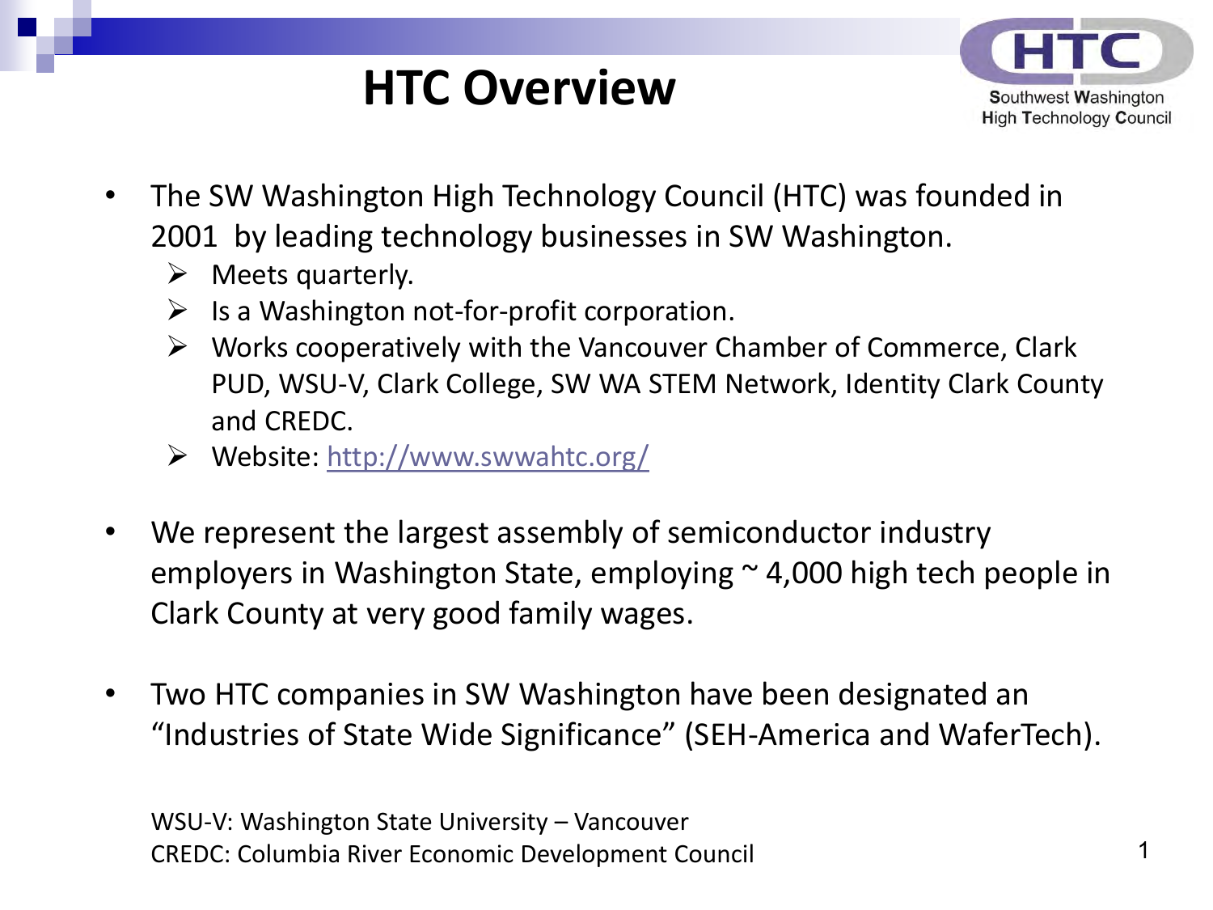# HTC Overview

Southwest Washington High Technology Council

- The SW Washington High Technology Council (HTC) was founded in 2001 by leading technology businesses in SW Washington.
  - Meets quarterly.
  - Is a Washington not-for-profit corporation.
  - Works cooperatively with the Vancouver Chamber of Commerce, Clark PUD, WSU-V, Clark College, SW WA STEM Network, Identity Clark County and CREDC.
  - Website: http://www.swwahtc.org/
- We represent the largest assembly of semiconductor industry employers in Washington State, employing ~ 4,000 high tech people in Clark County at very good family wages.
- Two HTC companies in SW Washington have been designated an "Industries of State Wide Significance" (SEH-America and WaferTech).

WSU-V: Washington State University – Vancouver
CREDC: Columbia River Economic Development Council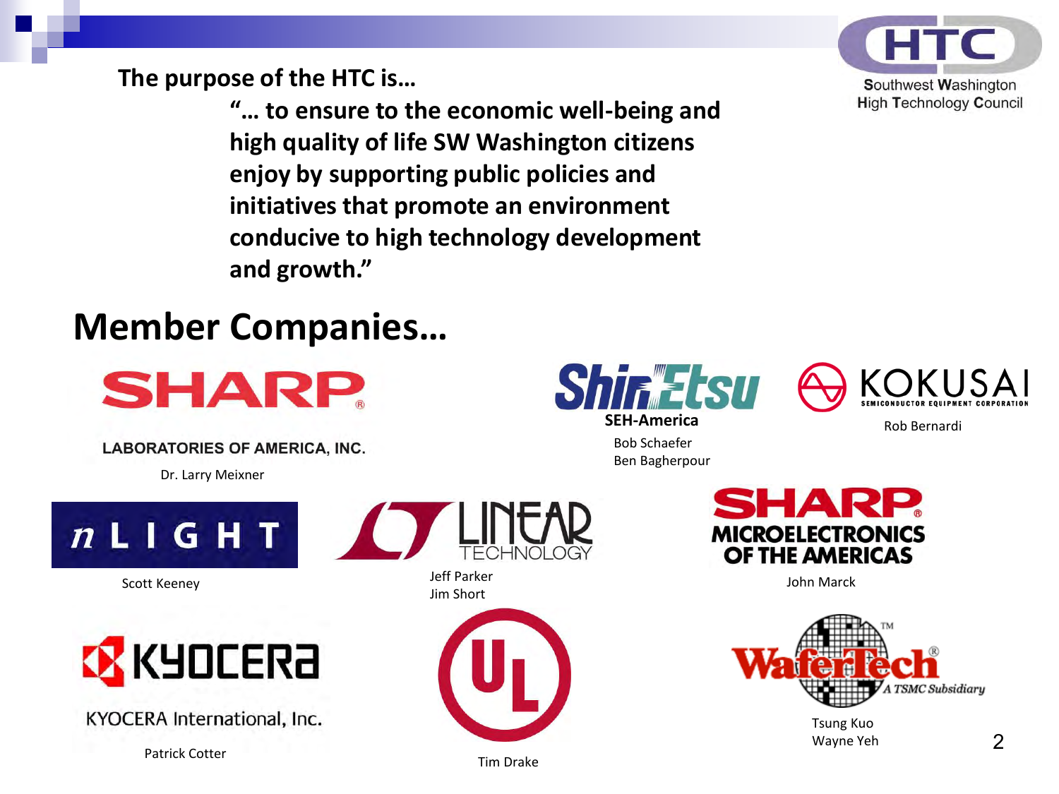HTC

Southwest Washington High Technology Council

**The purpose of the HTC is…**

> **"… to ensure to the economic well-being and high quality of life SW Washington citizens enjoy by supporting public policies and initiatives that promote an environment conducive to high technology development and growth."**

## Member Companies…

**SHARP LABORATORIES OF AMERICA, INC.**
Dr. Larry Meixner

**Shin-Etsu SEH-America**
Bob Schaefer
Ben Bagherpour

**KOKUSAI SEMICONDUCTOR EQUIPMENT CORPORATION**
Rob Bernardi

**nLIGHT**
Scott Keeney

**LINEAR TECHNOLOGY**
Jeff Parker
Jim Short

**SHARP MICROELECTRONICS OF THE AMERICAS**
John Marck

**KYOCERA International, Inc.**
Patrick Cotter

**UL**
Tim Drake

**WaferTech A TSMC Subsidiary**
Tsung Kuo
Wayne Yeh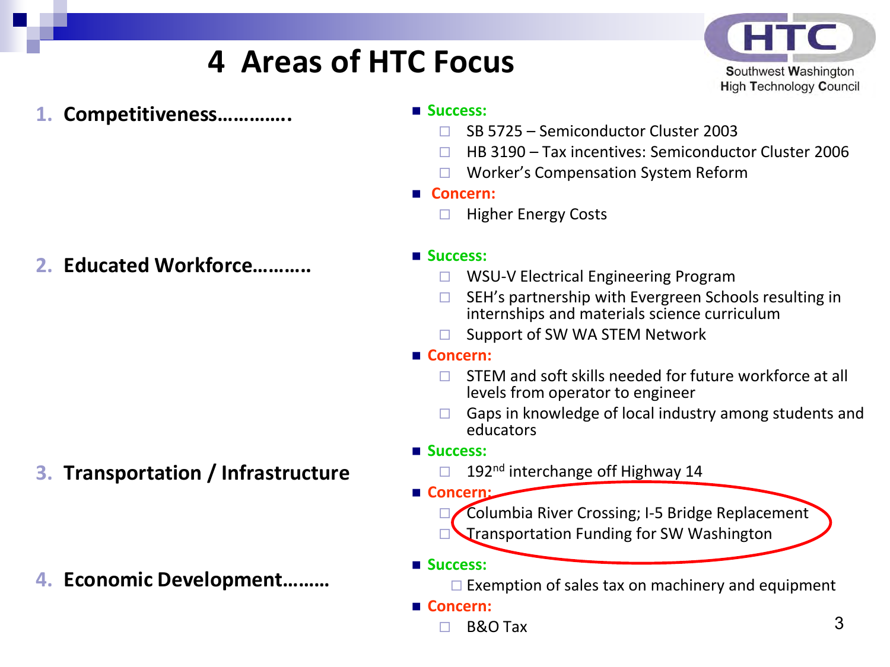# 4 Areas of HTC Focus

Southwest Washington High Technology Council

1. **Competitiveness………….**
   - **Success:**
     - SB 5725 – Semiconductor Cluster 2003
     - HB 3190 – Tax incentives: Semiconductor Cluster 2006
     - Worker's Compensation System Reform
   - **Concern:**
     - Higher Energy Costs

2. **Educated Workforce……….**
   - **Success:**
     - WSU-V Electrical Engineering Program
     - SEH's partnership with Evergreen Schools resulting in internships and materials science curriculum
     - Support of SW WA STEM Network
   - **Concern:**
     - STEM and soft skills needed for future workforce at all levels from operator to engineer
     - Gaps in knowledge of local industry among students and educators

3. **Transportation / Infrastructure**
   - **Success:**
     - 192nd interchange off Highway 14
   - **Concern:**
     - Columbia River Crossing; I-5 Bridge Replacement
     - Transportation Funding for SW Washington

4. **Economic Development………**
   - **Success:**
     - Exemption of sales tax on machinery and equipment
   - **Concern:**
     - B&O Tax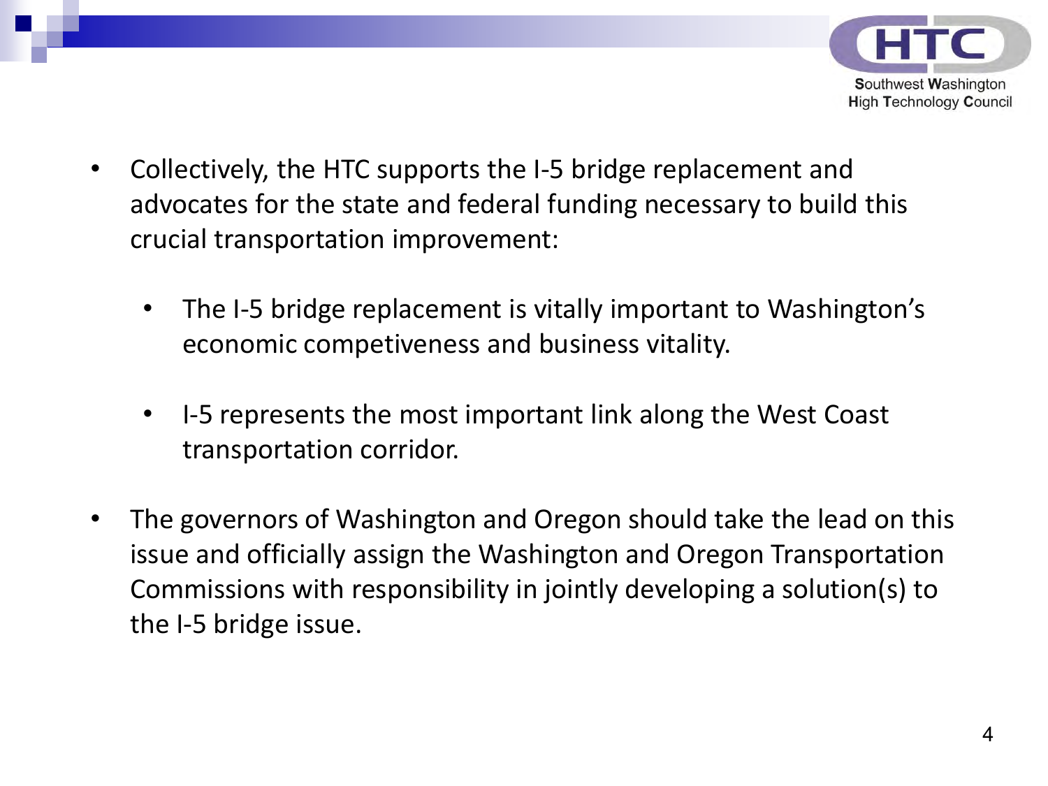- Collectively, the HTC supports the I-5 bridge replacement and advocates for the state and federal funding necessary to build this crucial transportation improvement:
  - The I-5 bridge replacement is vitally important to Washington's economic competiveness and business vitality.
  - I-5 represents the most important link along the West Coast transportation corridor.
- The governors of Washington and Oregon should take the lead on this issue and officially assign the Washington and Oregon Transportation Commissions with responsibility in jointly developing a solution(s) to the I-5 bridge issue.